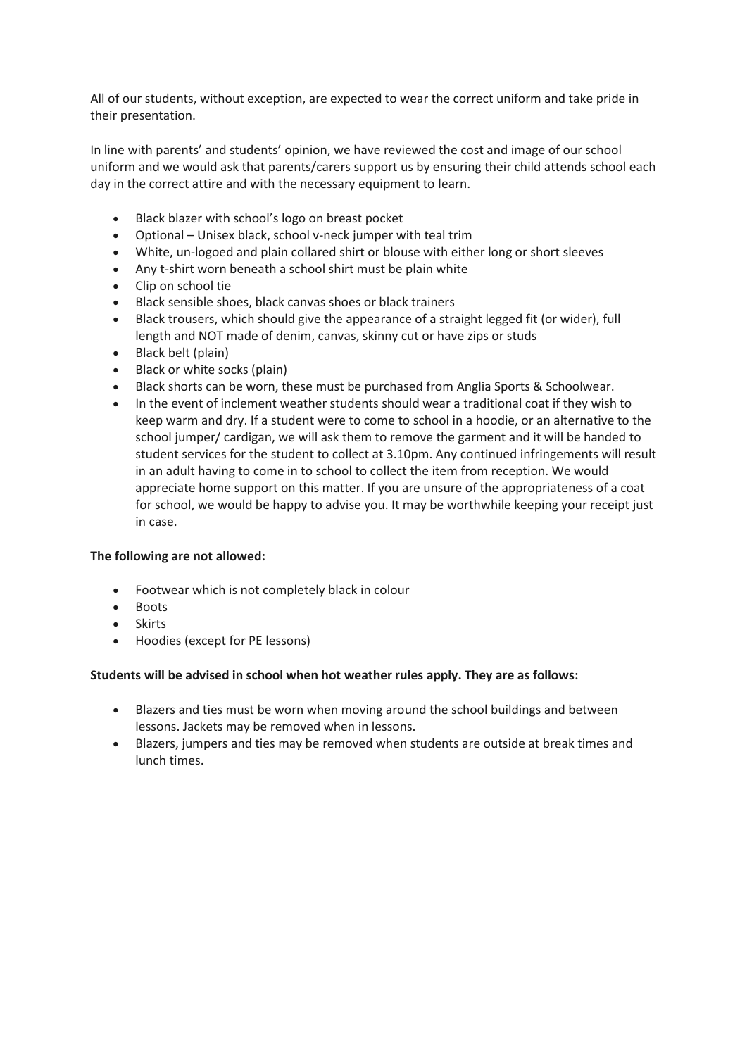All of our students, without exception, are expected to wear the correct uniform and take pride in their presentation.

In line with parents' and students' opinion, we have reviewed the cost and image of our school uniform and we would ask that parents/carers support us by ensuring their child attends school each day in the correct attire and with the necessary equipment to learn.

- Black blazer with school's logo on breast pocket
- Optional – Unisex black, school v-neck jumper with teal trim
- White, un-logoed and plain collared shirt or blouse with either long or short sleeves
- Any t-shirt worn beneath a school shirt must be plain white
- Clip on school tie
- Black sensible shoes, black canvas shoes or black trainers
- Black trousers, which should give the appearance of a straight legged fit (or wider), full length and NOT made of denim, canvas, skinny cut or have zips or studs
- Black belt (plain)
- Black or white socks (plain)
- Black shorts can be worn, these must be purchased from Anglia Sports & Schoolwear.
- In the event of inclement weather students should wear a traditional coat if they wish to keep warm and dry. If a student were to come to school in a hoodie, or an alternative to the school jumper/ cardigan, we will ask them to remove the garment and it will be handed to student services for the student to collect at 3.10pm. Any continued infringements will result in an adult having to come in to school to collect the item from reception. We would appreciate home support on this matter. If you are unsure of the appropriateness of a coat for school, we would be happy to advise you. It may be worthwhile keeping your receipt just in case.

**The following are not allowed:**

- Footwear which is not completely black in colour
- Boots
- Skirts
- Hoodies (except for PE lessons)

**Students will be advised in school when hot weather rules apply. They are as follows:**

- Blazers and ties must be worn when moving around the school buildings and between lessons. Jackets may be removed when in lessons.
- Blazers, jumpers and ties may be removed when students are outside at break times and lunch times.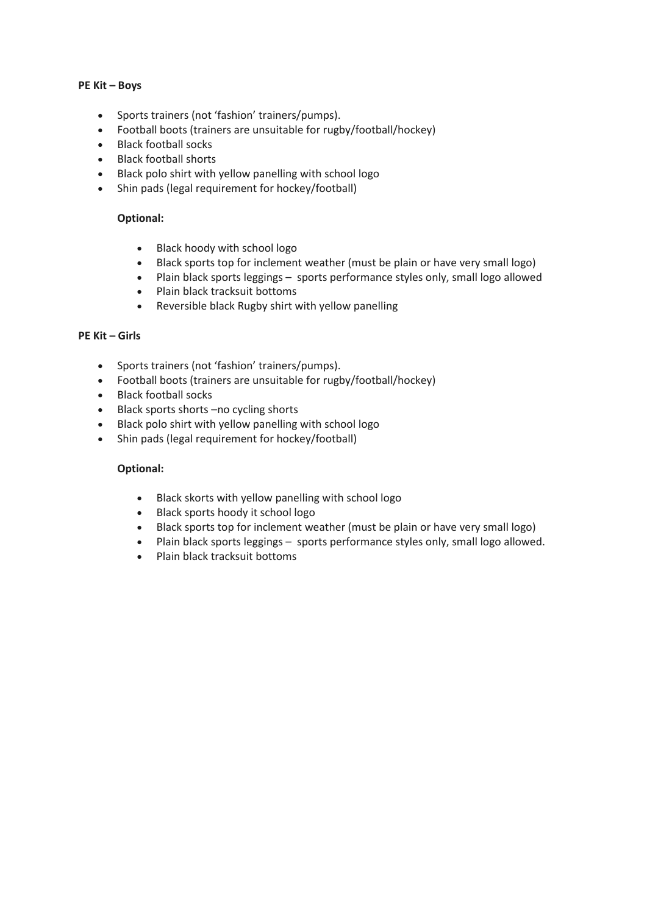**PE Kit – Boys**

- Sports trainers (not 'fashion' trainers/pumps).
- Football boots (trainers are unsuitable for rugby/football/hockey)
- Black football socks
- Black football shorts
- Black polo shirt with yellow panelling with school logo
- Shin pads (legal requirement for hockey/football)

**Optional:**

- Black hoody with school logo
- Black sports top for inclement weather (must be plain or have very small logo)
- Plain black sports leggings – sports performance styles only, small logo allowed
- Plain black tracksuit bottoms
- Reversible black Rugby shirt with yellow panelling

**PE Kit – Girls**

- Sports trainers (not 'fashion' trainers/pumps).
- Football boots (trainers are unsuitable for rugby/football/hockey)
- Black football socks
- Black sports shorts –no cycling shorts
- Black polo shirt with yellow panelling with school logo
- Shin pads (legal requirement for hockey/football)

**Optional:**

- Black skorts with yellow panelling with school logo
- Black sports hoody it school logo
- Black sports top for inclement weather (must be plain or have very small logo)
- Plain black sports leggings – sports performance styles only, small logo allowed.
- Plain black tracksuit bottoms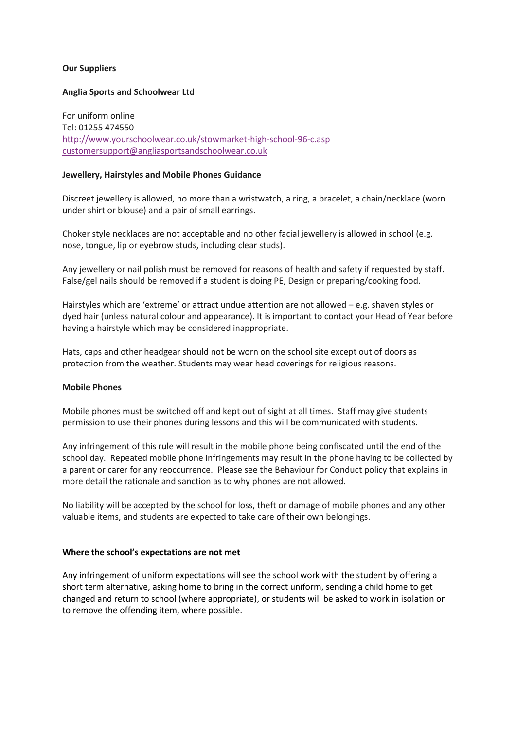**Our Suppliers**

**Anglia Sports and Schoolwear Ltd**

For uniform online
Tel: 01255 474550
http://www.yourschoolwear.co.uk/stowmarket-high-school-96-c.asp
customersupport@angliasportsandschoolwear.co.uk

**Jewellery, Hairstyles and Mobile Phones Guidance**

Discreet jewellery is allowed, no more than a wristwatch, a ring, a bracelet, a chain/necklace (worn under shirt or blouse) and a pair of small earrings.

Choker style necklaces are not acceptable and no other facial jewellery is allowed in school (e.g. nose, tongue, lip or eyebrow studs, including clear studs).

Any jewellery or nail polish must be removed for reasons of health and safety if requested by staff. False/gel nails should be removed if a student is doing PE, Design or preparing/cooking food.

Hairstyles which are 'extreme' or attract undue attention are not allowed – e.g. shaven styles or dyed hair (unless natural colour and appearance). It is important to contact your Head of Year before having a hairstyle which may be considered inappropriate.

Hats, caps and other headgear should not be worn on the school site except out of doors as protection from the weather. Students may wear head coverings for religious reasons.

**Mobile Phones**

Mobile phones must be switched off and kept out of sight at all times. Staff may give students permission to use their phones during lessons and this will be communicated with students.

Any infringement of this rule will result in the mobile phone being confiscated until the end of the school day. Repeated mobile phone infringements may result in the phone having to be collected by a parent or carer for any reoccurrence. Please see the Behaviour for Conduct policy that explains in more detail the rationale and sanction as to why phones are not allowed.

No liability will be accepted by the school for loss, theft or damage of mobile phones and any other valuable items, and students are expected to take care of their own belongings.

**Where the school's expectations are not met**

Any infringement of uniform expectations will see the school work with the student by offering a short term alternative, asking home to bring in the correct uniform, sending a child home to get changed and return to school (where appropriate), or students will be asked to work in isolation or to remove the offending item, where possible.